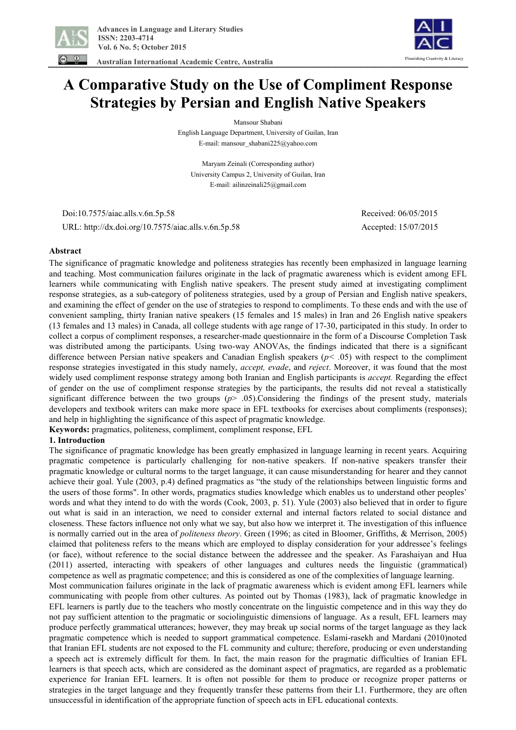# A Comparative Study on the Use of Compliment Response Strategies by Persian and English Native Speakers

Mansour Shabani
English Language Department, University of Guilan, Iran
E-mail: mansour_shabani225@yahoo.com

Maryam Zeinali (Corresponding author)
University Campus 2, University of Guilan, Iran
E-mail: ailinzeinali25@gmail.com

Doi:10.7575/aiac.alls.v.6n.5p.58 Received: 06/05/2015
URL: http://dx.doi.org/10.7575/aiac.alls.v.6n.5p.58 Accepted: 15/07/2015

## Abstract

The significance of pragmatic knowledge and politeness strategies has recently been emphasized in language learning and teaching. Most communication failures originate in the lack of pragmatic awareness which is evident among EFL learners while communicating with English native speakers. The present study aimed at investigating compliment response strategies, as a sub-category of politeness strategies, used by a group of Persian and English native speakers, and examining the effect of gender on the use of strategies to respond to compliments. To these ends and with the use of convenient sampling, thirty Iranian native speakers (15 females and 15 males) in Iran and 26 English native speakers (13 females and 13 males) in Canada, all college students with age range of 17-30, participated in this study. In order to collect a corpus of compliment responses, a researcher-made questionnaire in the form of a Discourse Completion Task was distributed among the participants. Using two-way ANOVAs, the findings indicated that there is a significant difference between Persian native speakers and Canadian English speakers ($p < .05$) with respect to the compliment response strategies investigated in this study namely, *accept, evade*, and *reject*. Moreover, it was found that the most widely used compliment response strategy among both Iranian and English participants is *accept.* Regarding the effect of gender on the use of compliment response strategies by the participants, the results did not reveal a statistically significant difference between the two groups ($p > .05$).Considering the findings of the present study, materials developers and textbook writers can make more space in EFL textbooks for exercises about compliments (responses); and help in highlighting the significance of this aspect of pragmatic knowledge.

**Keywords:** pragmatics, politeness, compliment, compliment response, EFL

## 1. Introduction

The significance of pragmatic knowledge has been greatly emphasized in language learning in recent years. Acquiring pragmatic competence is particularly challenging for non-native speakers. If non-native speakers transfer their pragmatic knowledge or cultural norms to the target language, it can cause misunderstanding for hearer and they cannot achieve their goal. Yule (2003, p.4) defined pragmatics as "the study of the relationships between linguistic forms and the users of those forms". In other words, pragmatics studies knowledge which enables us to understand other peoples' words and what they intend to do with the words (Cook, 2003, p. 51). Yule (2003) also believed that in order to figure out what is said in an interaction, we need to consider external and internal factors related to social distance and closeness. These factors influence not only what we say, but also how we interpret it. The investigation of this influence is normally carried out in the area of *politeness theory*. Green (1996; as cited in Bloomer, Griffiths, & Merrison, 2005) claimed that politeness refers to the means which are employed to display consideration for your addressee's feelings (or face), without reference to the social distance between the addressee and the speaker. As Farashaiyan and Hua (2011) asserted, interacting with speakers of other languages and cultures needs the linguistic (grammatical) competence as well as pragmatic competence; and this is considered as one of the complexities of language learning.

Most communication failures originate in the lack of pragmatic awareness which is evident among EFL learners while communicating with people from other cultures. As pointed out by Thomas (1983), lack of pragmatic knowledge in EFL learners is partly due to the teachers who mostly concentrate on the linguistic competence and in this way they do not pay sufficient attention to the pragmatic or sociolinguistic dimensions of language. As a result, EFL learners may produce perfectly grammatical utterances; however, they may break up social norms of the target language as they lack pragmatic competence which is needed to support grammatical competence. Eslami-rasekh and Mardani (2010)noted that Iranian EFL students are not exposed to the FL community and culture; therefore, producing or even understanding a speech act is extremely difficult for them. In fact, the main reason for the pragmatic difficulties of Iranian EFL learners is that speech acts, which are considered as the dominant aspect of pragmatics, are regarded as a problematic experience for Iranian EFL learners. It is often not possible for them to produce or recognize proper patterns or strategies in the target language and they frequently transfer these patterns from their L1. Furthermore, they are often unsuccessful in identification of the appropriate function of speech acts in EFL educational contexts.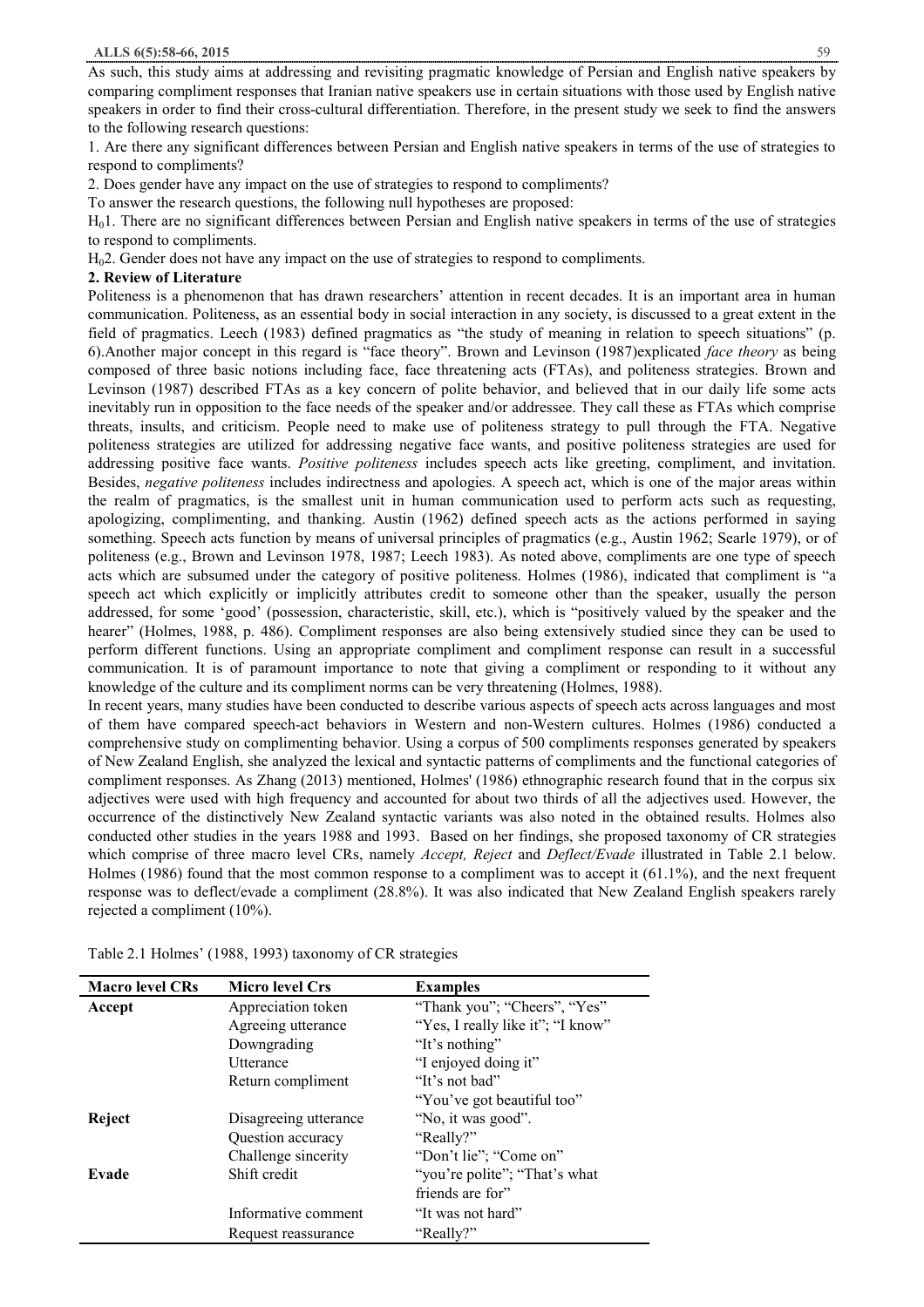As such, this study aims at addressing and revisiting pragmatic knowledge of Persian and English native speakers by comparing compliment responses that Iranian native speakers use in certain situations with those used by English native speakers in order to find their cross-cultural differentiation. Therefore, in the present study we seek to find the answers to the following research questions:

1. Are there any significant differences between Persian and English native speakers in terms of the use of strategies to respond to compliments?
2. Does gender have any impact on the use of strategies to respond to compliments?

To answer the research questions, the following null hypotheses are proposed:

$H_0$1. There are no significant differences between Persian and English native speakers in terms of the use of strategies to respond to compliments.

$H_0$2. Gender does not have any impact on the use of strategies to respond to compliments.

## 2. Review of Literature

Politeness is a phenomenon that has drawn researchers' attention in recent decades. It is an important area in human communication. Politeness, as an essential body in social interaction in any society, is discussed to a great extent in the field of pragmatics. Leech (1983) defined pragmatics as "the study of meaning in relation to speech situations" (p. 6).Another major concept in this regard is "face theory". Brown and Levinson (1987)explicated *face theory* as being composed of three basic notions including face, face threatening acts (FTAs), and politeness strategies. Brown and Levinson (1987) described FTAs as a key concern of polite behavior, and believed that in our daily life some acts inevitably run in opposition to the face needs of the speaker and/or addressee. They call these as FTAs which comprise threats, insults, and criticism. People need to make use of politeness strategy to pull through the FTA. Negative politeness strategies are utilized for addressing negative face wants, and positive politeness strategies are used for addressing positive face wants. *Positive politeness* includes speech acts like greeting, compliment, and invitation. Besides, *negative politeness* includes indirectness and apologies. A speech act, which is one of the major areas within the realm of pragmatics, is the smallest unit in human communication used to perform acts such as requesting, apologizing, complimenting, and thanking. Austin (1962) defined speech acts as the actions performed in saying something. Speech acts function by means of universal principles of pragmatics (e.g., Austin 1962; Searle 1979), or of politeness (e.g., Brown and Levinson 1978, 1987; Leech 1983). As noted above, compliments are one type of speech acts which are subsumed under the category of positive politeness. Holmes (1986), indicated that compliment is "a speech act which explicitly or implicitly attributes credit to someone other than the speaker, usually the person addressed, for some 'good' (possession, characteristic, skill, etc.), which is "positively valued by the speaker and the hearer" (Holmes, 1988, p. 486). Compliment responses are also being extensively studied since they can be used to perform different functions. Using an appropriate compliment and compliment response can result in a successful communication. It is of paramount importance to note that giving a compliment or responding to it without any knowledge of the culture and its compliment norms can be very threatening (Holmes, 1988).

In recent years, many studies have been conducted to describe various aspects of speech acts across languages and most of them have compared speech-act behaviors in Western and non-Western cultures. Holmes (1986) conducted a comprehensive study on complimenting behavior. Using a corpus of 500 compliments responses generated by speakers of New Zealand English, she analyzed the lexical and syntactic patterns of compliments and the functional categories of compliment responses. As Zhang (2013) mentioned, Holmes' (1986) ethnographic research found that in the corpus six adjectives were used with high frequency and accounted for about two thirds of all the adjectives used. However, the occurrence of the distinctively New Zealand syntactic variants was also noted in the obtained results. Holmes also conducted other studies in the years 1988 and 1993. Based on her findings, she proposed taxonomy of CR strategies which comprise of three macro level CRs, namely *Accept, Reject* and *Deflect/Evade* illustrated in Table 2.1 below. Holmes (1986) found that the most common response to a compliment was to accept it (61.1%), and the next frequent response was to deflect/evade a compliment (28.8%). It was also indicated that New Zealand English speakers rarely rejected a compliment (10%).

Table 2.1 Holmes' (1988, 1993) taxonomy of CR strategies

| Macro level CRs | Micro level Crs | Examples |
|---|---|---|
| **Accept** | Appreciation token | "Thank you"; "Cheers", "Yes" |
| | Agreeing utterance | "Yes, I really like it"; "I know" |
| | Downgrading | "It's nothing" |
| | Utterance | "I enjoyed doing it" |
| | Return compliment | "It's not bad" |
| | | "You've got beautiful too" |
| **Reject** | Disagreeing utterance | "No, it was good". |
| | Question accuracy | "Really?" |
| | Challenge sincerity | "Don't lie"; "Come on" |
| **Evade** | Shift credit | "you're polite"; "That's what friends are for" |
| | Informative comment | "It was not hard" |
| | Request reassurance | "Really?" |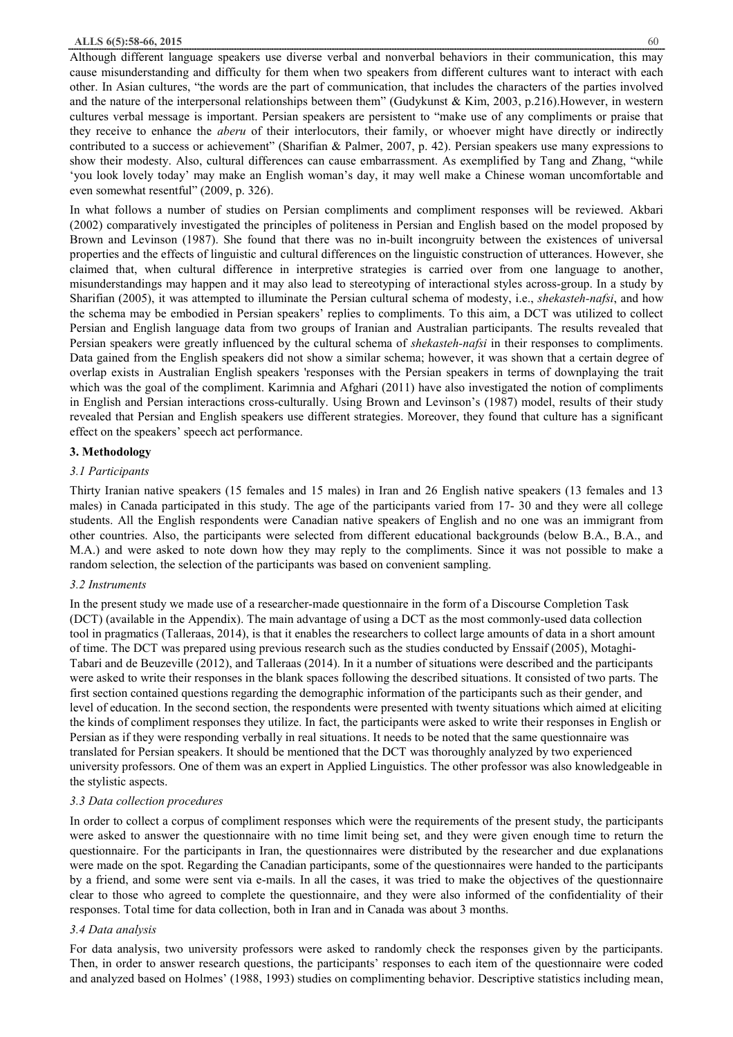Although different language speakers use diverse verbal and nonverbal behaviors in their communication, this may cause misunderstanding and difficulty for them when two speakers from different cultures want to interact with each other. In Asian cultures, "the words are the part of communication, that includes the characters of the parties involved and the nature of the interpersonal relationships between them" (Gudykunst & Kim, 2003, p.216).However, in western cultures verbal message is important. Persian speakers are persistent to "make use of any compliments or praise that they receive to enhance the *aberu* of their interlocutors, their family, or whoever might have directly or indirectly contributed to a success or achievement" (Sharifian & Palmer, 2007, p. 42). Persian speakers use many expressions to show their modesty. Also, cultural differences can cause embarrassment. As exemplified by Tang and Zhang, "while 'you look lovely today' may make an English woman's day, it may well make a Chinese woman uncomfortable and even somewhat resentful" (2009, p. 326).

In what follows a number of studies on Persian compliments and compliment responses will be reviewed. Akbari (2002) comparatively investigated the principles of politeness in Persian and English based on the model proposed by Brown and Levinson (1987). She found that there was no in-built incongruity between the existences of universal properties and the effects of linguistic and cultural differences on the linguistic construction of utterances. However, she claimed that, when cultural difference in interpretive strategies is carried over from one language to another, misunderstandings may happen and it may also lead to stereotyping of interactional styles across-group. In a study by Sharifian (2005), it was attempted to illuminate the Persian cultural schema of modesty, i.e., *shekasteh-nafsi*, and how the schema may be embodied in Persian speakers' replies to compliments. To this aim, a DCT was utilized to collect Persian and English language data from two groups of Iranian and Australian participants. The results revealed that Persian speakers were greatly influenced by the cultural schema of *shekasteh-nafsi* in their responses to compliments. Data gained from the English speakers did not show a similar schema; however, it was shown that a certain degree of overlap exists in Australian English speakers 'responses with the Persian speakers in terms of downplaying the trait which was the goal of the compliment. Karimnia and Afghari (2011) have also investigated the notion of compliments in English and Persian interactions cross-culturally. Using Brown and Levinson's (1987) model, results of their study revealed that Persian and English speakers use different strategies. Moreover, they found that culture has a significant effect on the speakers' speech act performance.

## 3. Methodology

### *3.1 Participants*

Thirty Iranian native speakers (15 females and 15 males) in Iran and 26 English native speakers (13 females and 13 males) in Canada participated in this study. The age of the participants varied from 17- 30 and they were all college students. All the English respondents were Canadian native speakers of English and no one was an immigrant from other countries. Also, the participants were selected from different educational backgrounds (below B.A., B.A., and M.A.) and were asked to note down how they may reply to the compliments. Since it was not possible to make a random selection, the selection of the participants was based on convenient sampling.

### *3.2 Instruments*

In the present study we made use of a researcher-made questionnaire in the form of a Discourse Completion Task (DCT) (available in the Appendix). The main advantage of using a DCT as the most commonly-used data collection tool in pragmatics (Talleraas, 2014), is that it enables the researchers to collect large amounts of data in a short amount of time. The DCT was prepared using previous research such as the studies conducted by Enssaif (2005), Motaghi-Tabari and de Beuzeville (2012), and Talleraas (2014). In it a number of situations were described and the participants were asked to write their responses in the blank spaces following the described situations. It consisted of two parts. The first section contained questions regarding the demographic information of the participants such as their gender, and level of education. In the second section, the respondents were presented with twenty situations which aimed at eliciting the kinds of compliment responses they utilize. In fact, the participants were asked to write their responses in English or Persian as if they were responding verbally in real situations. It needs to be noted that the same questionnaire was translated for Persian speakers. It should be mentioned that the DCT was thoroughly analyzed by two experienced university professors. One of them was an expert in Applied Linguistics. The other professor was also knowledgeable in the stylistic aspects.

### *3.3 Data collection procedures*

In order to collect a corpus of compliment responses which were the requirements of the present study, the participants were asked to answer the questionnaire with no time limit being set, and they were given enough time to return the questionnaire. For the participants in Iran, the questionnaires were distributed by the researcher and due explanations were made on the spot. Regarding the Canadian participants, some of the questionnaires were handed to the participants by a friend, and some were sent via e-mails. In all the cases, it was tried to make the objectives of the questionnaire clear to those who agreed to complete the questionnaire, and they were also informed of the confidentiality of their responses. Total time for data collection, both in Iran and in Canada was about 3 months.

### *3.4 Data analysis*

For data analysis, two university professors were asked to randomly check the responses given by the participants. Then, in order to answer research questions, the participants' responses to each item of the questionnaire were coded and analyzed based on Holmes' (1988, 1993) studies on complimenting behavior. Descriptive statistics including mean,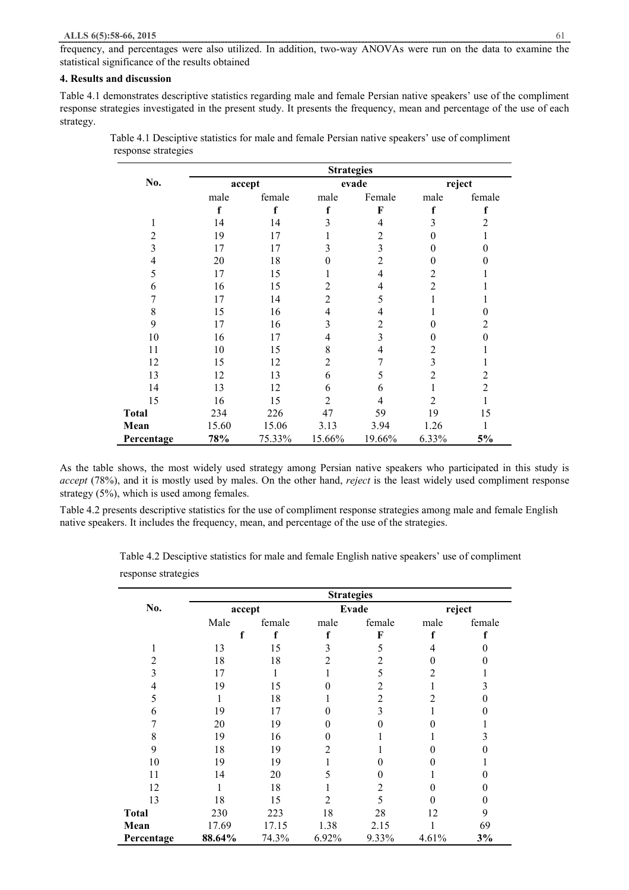frequency, and percentages were also utilized. In addition, two-way ANOVAs were run on the data to examine the statistical significance of the results obtained

**4. Results and discussion**

Table 4.1 demonstrates descriptive statistics regarding male and female Persian native speakers' use of the compliment response strategies investigated in the present study. It presents the frequency, mean and percentage of the use of each strategy.

Table 4.1 Desciptive statistics for male and female Persian native speakers' use of compliment response strategies

| No. | **Strategies** | | | | | |
|---|---|---|---|---|---|---|
| | **accept** | | **evade** | | **reject** | |
| | male | female | male | Female | male | female |
| | **f** | **f** | **f** | **F** | **f** | **f** |
| 1 | 14 | 14 | 3 | 4 | 3 | 2 |
| 2 | 19 | 17 | 1 | 2 | 0 | 1 |
| 3 | 17 | 17 | 3 | 3 | 0 | 0 |
| 4 | 20 | 18 | 0 | 2 | 0 | 0 |
| 5 | 17 | 15 | 1 | 4 | 2 | 1 |
| 6 | 16 | 15 | 2 | 4 | 2 | 1 |
| 7 | 17 | 14 | 2 | 5 | 1 | 1 |
| 8 | 15 | 16 | 4 | 4 | 1 | 0 |
| 9 | 17 | 16 | 3 | 2 | 0 | 2 |
| 10 | 16 | 17 | 4 | 3 | 0 | 0 |
| 11 | 10 | 15 | 8 | 4 | 2 | 1 |
| 12 | 15 | 12 | 2 | 7 | 3 | 1 |
| 13 | 12 | 13 | 6 | 5 | 2 | 2 |
| 14 | 13 | 12 | 6 | 6 | 1 | 2 |
| 15 | 16 | 15 | 2 | 4 | 2 | 1 |
| **Total** | 234 | 226 | 47 | 59 | 19 | 15 |
| **Mean** | 15.60 | 15.06 | 3.13 | 3.94 | 1.26 | 1 |
| **Percentage** | **78%** | 75.33% | 15.66% | 19.66% | 6.33% | **5%** |

As the table shows, the most widely used strategy among Persian native speakers who participated in this study is *accept* (78%), and it is mostly used by males. On the other hand, *reject* is the least widely used compliment response strategy (5%), which is used among females.

Table 4.2 presents descriptive statistics for the use of compliment response strategies among male and female English native speakers. It includes the frequency, mean, and percentage of the use of the strategies.

Table 4.2 Desciptive statistics for male and female English native speakers' use of compliment response strategies

| No. | **Strategies** | | | | | |
|---|---|---|---|---|---|---|
| | **accept** | | **Evade** | | **reject** | |
| | Male | female | male | female | male | female |
| | **f** | **f** | **f** | **F** | **f** | **f** |
| 1 | 13 | 15 | 3 | 5 | 4 | 0 |
| 2 | 18 | 18 | 2 | 2 | 0 | 0 |
| 3 | 17 | 1 | 1 | 5 | 2 | 1 |
| 4 | 19 | 15 | 0 | 2 | 1 | 3 |
| 5 | 1 | 18 | 1 | 2 | 2 | 0 |
| 6 | 19 | 17 | 0 | 3 | 1 | 0 |
| 7 | 20 | 19 | 0 | 0 | 0 | 1 |
| 8 | 19 | 16 | 0 | 1 | 1 | 3 |
| 9 | 18 | 19 | 2 | 1 | 0 | 0 |
| 10 | 19 | 19 | 1 | 0 | 0 | 1 |
| 11 | 14 | 20 | 5 | 0 | 1 | 0 |
| 12 | 1 | 18 | 1 | 2 | 0 | 0 |
| 13 | 18 | 15 | 2 | 5 | 0 | 0 |
| **Total** | 230 | 223 | 18 | 28 | 12 | 9 |
| **Mean** | 17.69 | 17.15 | 1.38 | 2.15 | 1 | 69 |
| **Percentage** | **88.64%** | 74.3% | 6.92% | 9.33% | 4.61% | **3%** |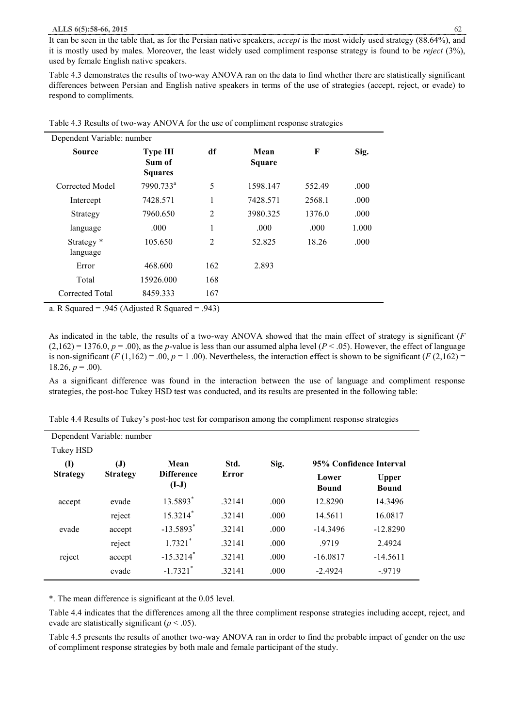It can be seen in the table that, as for the Persian native speakers, *accept* is the most widely used strategy (88.64%), and it is mostly used by males. Moreover, the least widely used compliment response strategy is found to be *reject* (3%), used by female English native speakers.

Table 4.3 demonstrates the results of two-way ANOVA ran on the data to find whether there are statistically significant differences between Persian and English native speakers in terms of the use of strategies (accept, reject, or evade) to respond to compliments.

Table 4.3 Results of two-way ANOVA for the use of compliment response strategies

| Dependent Variable: number | | | | | |
|---|---|---|---|---|---|
| **Source** | **Type III Sum of Squares** | **df** | **Mean Square** | **F** | **Sig.** |
| Corrected Model | 7990.733[a] | 5 | 1598.147 | 552.49 | .000 |
| Intercept | 7428.571 | 1 | 7428.571 | 2568.1 | .000 |
| Strategy | 7960.650 | 2 | 3980.325 | 1376.0 | .000 |
| language | .000 | 1 | .000 | .000 | 1.000 |
| Strategy * language | 105.650 | 2 | 52.825 | 18.26 | .000 |
| Error | 468.600 | 162 | 2.893 | | |
| Total | 15926.000 | 168 | | | |
| Corrected Total | 8459.333 | 167 | | | |

a. R Squared = .945 (Adjusted R Squared = .943)

As indicated in the table, the results of a two-way ANOVA showed that the main effect of strategy is significant ($F$ $(2,162) = 1376.0$, $p = .00$), as the $p$-value is less than our assumed alpha level ($P < .05$). However, the effect of language is non-significant ($F\ (1,162) = .00$, $p = 1\ .00$). Nevertheless, the interaction effect is shown to be significant ($F\ (2,162) = 18.26$, $p = .00$).

As a significant difference was found in the interaction between the use of language and compliment response strategies, the post-hoc Tukey HSD test was conducted, and its results are presented in the following table:

Table 4.4 Results of Tukey's post-hoc test for comparison among the compliment response strategies

| Dependent Variable: number | | | | | | |
|---|---|---|---|---|---|---|
| Tukey HSD | | | | | | |
| **(I) Strategy** | **(J) Strategy** | **Mean Difference (I-J)** | **Std. Error** | **Sig.** | **95% Confidence Interval** | |
| | | | | | **Lower Bound** | **Upper Bound** |
| accept | evade | 13.5893* | .32141 | .000 | 12.8290 | 14.3496 |
| | reject | 15.3214* | .32141 | .000 | 14.5611 | 16.0817 |
| evade | accept | -13.5893* | .32141 | .000 | -14.3496 | -12.8290 |
| | reject | 1.7321* | .32141 | .000 | .9719 | 2.4924 |
| reject | accept | -15.3214* | .32141 | .000 | -16.0817 | -14.5611 |
| | evade | -1.7321* | .32141 | .000 | -2.4924 | -.9719 |

*. The mean difference is significant at the 0.05 level.

Table 4.4 indicates that the differences among all the three compliment response strategies including accept, reject, and evade are statistically significant ($p < .05$).

Table 4.5 presents the results of another two-way ANOVA ran in order to find the probable impact of gender on the use of compliment response strategies by both male and female participant of the study.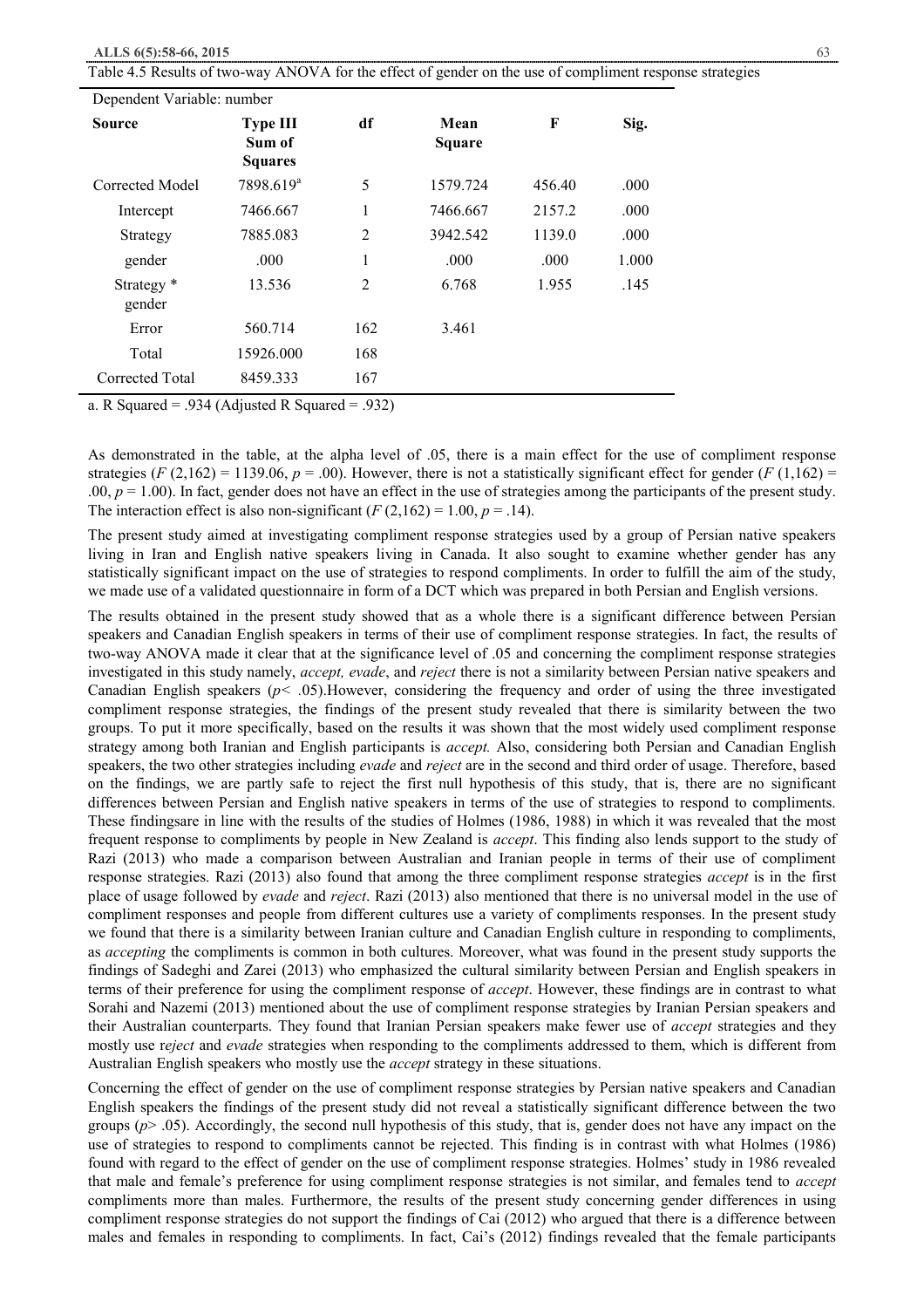Table 4.5 Results of two-way ANOVA for the effect of gender on the use of compliment response strategies

Dependent Variable: number

| Source | Type III Sum of Squares | df | Mean Square | F | Sig. |
|---|---|---|---|---|---|
| Corrected Model | 7898.619[a] | 5 | 1579.724 | 456.40 | .000 |
| Intercept | 7466.667 | 1 | 7466.667 | 2157.2 | .000 |
| Strategy | 7885.083 | 2 | 3942.542 | 1139.0 | .000 |
| gender | .000 | 1 | .000 | .000 | 1.000 |
| Strategy * gender | 13.536 | 2 | 6.768 | 1.955 | .145 |
| Error | 560.714 | 162 | 3.461 | | |
| Total | 15926.000 | 168 | | | |
| Corrected Total | 8459.333 | 167 | | | |

a. R Squared = .934 (Adjusted R Squared = .932)

As demonstrated in the table, at the alpha level of .05, there is a main effect for the use of compliment response strategies ($F$ (2,162) = 1139.06, $p$ = .00). However, there is not a statistically significant effect for gender ($F$ (1,162) = .00, $p$ = 1.00). In fact, gender does not have an effect in the use of strategies among the participants of the present study. The interaction effect is also non-significant ($F$ (2,162) = 1.00, $p$ = .14).

The present study aimed at investigating compliment response strategies used by a group of Persian native speakers living in Iran and English native speakers living in Canada. It also sought to examine whether gender has any statistically significant impact on the use of strategies to respond compliments. In order to fulfill the aim of the study, we made use of a validated questionnaire in form of a DCT which was prepared in both Persian and English versions.

The results obtained in the present study showed that as a whole there is a significant difference between Persian speakers and Canadian English speakers in terms of their use of compliment response strategies. In fact, the results of two-way ANOVA made it clear that at the significance level of .05 and concerning the compliment response strategies investigated in this study namely, *accept, evade*, and *reject* there is not a similarity between Persian native speakers and Canadian English speakers ($p$< .05).However, considering the frequency and order of using the three investigated compliment response strategies, the findings of the present study revealed that there is similarity between the two groups. To put it more specifically, based on the results it was shown that the most widely used compliment response strategy among both Iranian and English participants is *accept.* Also, considering both Persian and Canadian English speakers, the two other strategies including *evade* and *reject* are in the second and third order of usage. Therefore, based on the findings, we are partly safe to reject the first null hypothesis of this study, that is, there are no significant differences between Persian and English native speakers in terms of the use of strategies to respond to compliments. These findingsare in line with the results of the studies of Holmes (1986, 1988) in which it was revealed that the most frequent response to compliments by people in New Zealand is *accept*. This finding also lends support to the study of Razi (2013) who made a comparison between Australian and Iranian people in terms of their use of compliment response strategies. Razi (2013) also found that among the three compliment response strategies *accept* is in the first place of usage followed by *evade* and *reject*. Razi (2013) also mentioned that there is no universal model in the use of compliment responses and people from different cultures use a variety of compliments responses. In the present study we found that there is a similarity between Iranian culture and Canadian English culture in responding to compliments, as *accepting* the compliments is common in both cultures. Moreover, what was found in the present study supports the findings of Sadeghi and Zarei (2013) who emphasized the cultural similarity between Persian and English speakers in terms of their preference for using the compliment response of *accept*. However, these findings are in contrast to what Sorahi and Nazemi (2013) mentioned about the use of compliment response strategies by Iranian Persian speakers and their Australian counterparts. They found that Iranian Persian speakers make fewer use of *accept* strategies and they mostly use r*eject* and *evade* strategies when responding to the compliments addressed to them, which is different from Australian English speakers who mostly use the *accept* strategy in these situations.

Concerning the effect of gender on the use of compliment response strategies by Persian native speakers and Canadian English speakers the findings of the present study did not reveal a statistically significant difference between the two groups ($p$> .05). Accordingly, the second null hypothesis of this study, that is, gender does not have any impact on the use of strategies to respond to compliments cannot be rejected. This finding is in contrast with what Holmes (1986) found with regard to the effect of gender on the use of compliment response strategies. Holmes' study in 1986 revealed that male and female's preference for using compliment response strategies is not similar, and females tend to *accept* compliments more than males. Furthermore, the results of the present study concerning gender differences in using compliment response strategies do not support the findings of Cai (2012) who argued that there is a difference between males and females in responding to compliments. In fact, Cai's (2012) findings revealed that the female participants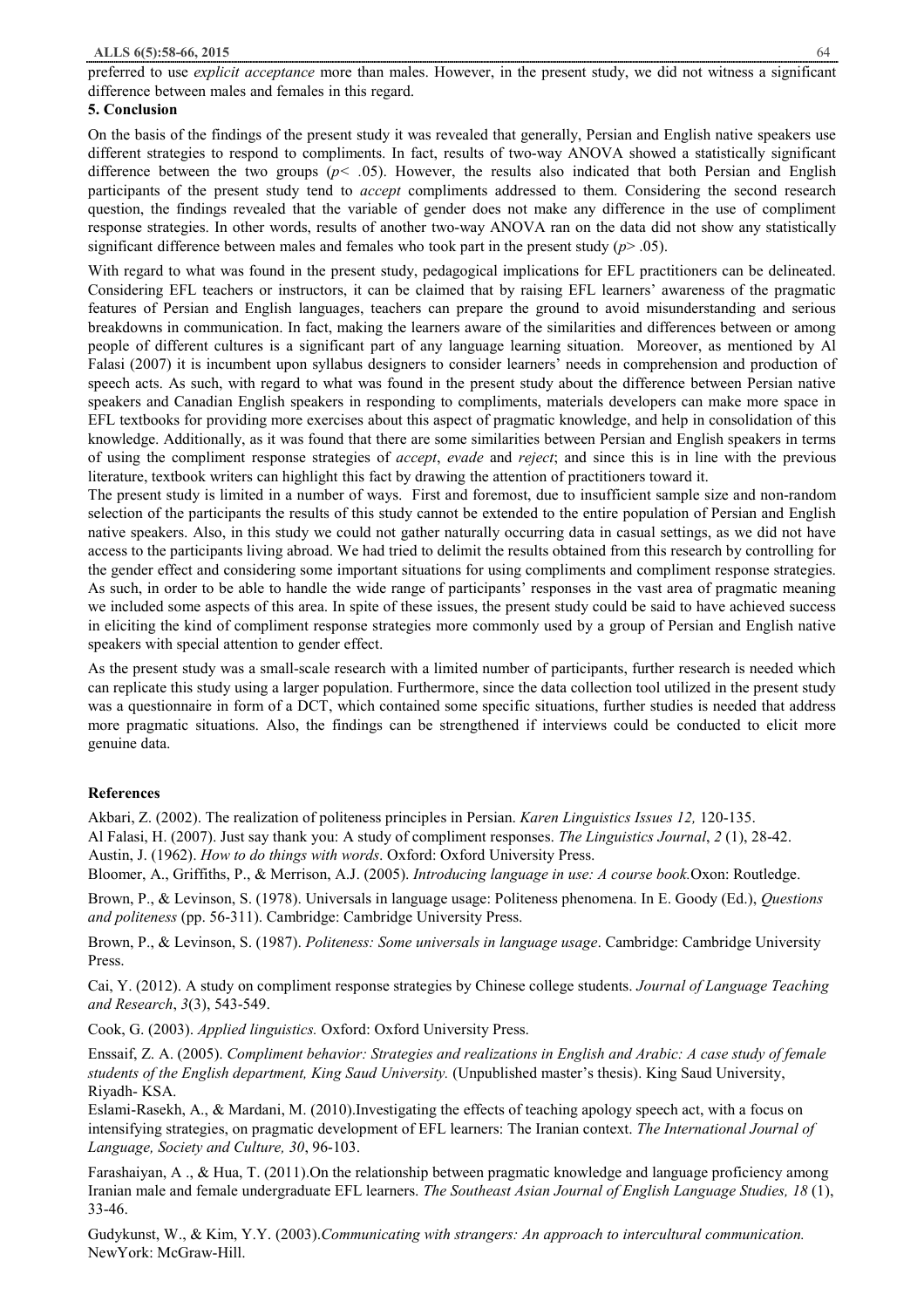preferred to use *explicit acceptance* more than males. However, in the present study, we did not witness a significant difference between males and females in this regard.

## 5. Conclusion

On the basis of the findings of the present study it was revealed that generally, Persian and English native speakers use different strategies to respond to compliments. In fact, results of two-way ANOVA showed a statistically significant difference between the two groups ($p < .05$). However, the results also indicated that both Persian and English participants of the present study tend to *accept* compliments addressed to them. Considering the second research question, the findings revealed that the variable of gender does not make any difference in the use of compliment response strategies. In other words, results of another two-way ANOVA ran on the data did not show any statistically significant difference between males and females who took part in the present study ($p > .05$).

With regard to what was found in the present study, pedagogical implications for EFL practitioners can be delineated. Considering EFL teachers or instructors, it can be claimed that by raising EFL learners' awareness of the pragmatic features of Persian and English languages, teachers can prepare the ground to avoid misunderstanding and serious breakdowns in communication. In fact, making the learners aware of the similarities and differences between or among people of different cultures is a significant part of any language learning situation. Moreover, as mentioned by Al Falasi (2007) it is incumbent upon syllabus designers to consider learners' needs in comprehension and production of speech acts. As such, with regard to what was found in the present study about the difference between Persian native speakers and Canadian English speakers in responding to compliments, materials developers can make more space in EFL textbooks for providing more exercises about this aspect of pragmatic knowledge, and help in consolidation of this knowledge. Additionally, as it was found that there are some similarities between Persian and English speakers in terms of using the compliment response strategies of *accept*, *evade* and *reject*; and since this is in line with the previous literature, textbook writers can highlight this fact by drawing the attention of practitioners toward it.

The present study is limited in a number of ways. First and foremost, due to insufficient sample size and non-random selection of the participants the results of this study cannot be extended to the entire population of Persian and English native speakers. Also, in this study we could not gather naturally occurring data in casual settings, as we did not have access to the participants living abroad. We had tried to delimit the results obtained from this research by controlling for the gender effect and considering some important situations for using compliments and compliment response strategies. As such, in order to be able to handle the wide range of participants' responses in the vast area of pragmatic meaning we included some aspects of this area. In spite of these issues, the present study could be said to have achieved success in eliciting the kind of compliment response strategies more commonly used by a group of Persian and English native speakers with special attention to gender effect.

As the present study was a small-scale research with a limited number of participants, further research is needed which can replicate this study using a larger population. Furthermore, since the data collection tool utilized in the present study was a questionnaire in form of a DCT, which contained some specific situations, further studies is needed that address more pragmatic situations. Also, the findings can be strengthened if interviews could be conducted to elicit more genuine data.

## References

Akbari, Z. (2002). The realization of politeness principles in Persian. *Karen Linguistics Issues 12,* 120-135.

Al Falasi, H. (2007). Just say thank you: A study of compliment responses. *The Linguistics Journal*, *2* (1), 28-42.

Austin, J. (1962). *How to do things with words*. Oxford: Oxford University Press.

Bloomer, A., Griffiths, P., & Merrison, A.J. (2005). *Introducing language in use: A course book.*Oxon: Routledge.

Brown, P., & Levinson, S. (1978). Universals in language usage: Politeness phenomena. In E. Goody (Ed.), *Questions and politeness* (pp. 56-311). Cambridge: Cambridge University Press.

Brown, P., & Levinson, S. (1987). *Politeness: Some universals in language usage*. Cambridge: Cambridge University Press.

Cai, Y. (2012). A study on compliment response strategies by Chinese college students. *Journal of Language Teaching and Research*, *3*(3), 543-549.

Cook, G. (2003). *Applied linguistics.* Oxford: Oxford University Press.

Enssaif, Z. A. (2005). *Compliment behavior: Strategies and realizations in English and Arabic: A case study of female students of the English department, King Saud University.* (Unpublished master's thesis). King Saud University, Riyadh- KSA.

Eslami-Rasekh, A., & Mardani, M. (2010).Investigating the effects of teaching apology speech act, with a focus on intensifying strategies, on pragmatic development of EFL learners: The Iranian context. *The International Journal of Language, Society and Culture, 30*, 96-103.

Farashaiyan, A ., & Hua, T. (2011).On the relationship between pragmatic knowledge and language proficiency among Iranian male and female undergraduate EFL learners. *The Southeast Asian Journal of English Language Studies, 18* (1), 33-46.

Gudykunst, W., & Kim, Y.Y. (2003).*Communicating with strangers: An approach to intercultural communication.* NewYork: McGraw-Hill.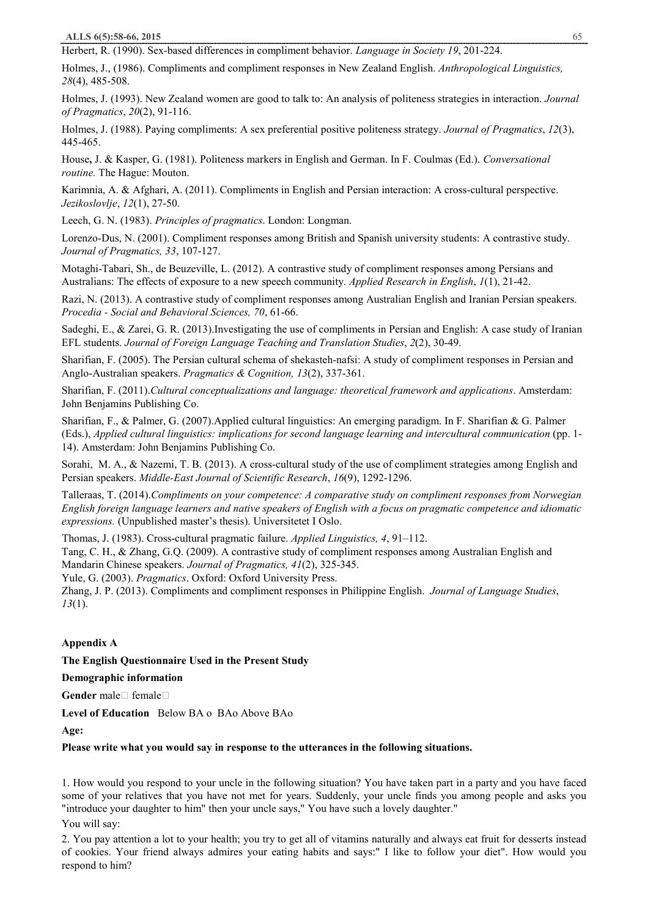Herbert, R. (1990). Sex-based differences in compliment behavior. *Language in Society 19*, 201-224.

Holmes, J., (1986). Compliments and compliment responses in New Zealand English. *Anthropological Linguistics, 28*(4), 485-508.

Holmes, J. (1993). New Zealand women are good to talk to: An analysis of politeness strategies in interaction. *Journal of Pragmatics*, *20*(2), 91-116.

Holmes, J. (1988). Paying compliments: A sex preferential positive politeness strategy. *Journal of Pragmatics*, *12*(3), 445-465.

House**,** J. & Kasper, G. (1981). Politeness markers in English and German. In F. Coulmas (Ed.). *Conversational routine.* The Hague: Mouton.

Karimnia, A. & Afghari, A. (2011). Compliments in English and Persian interaction: A cross-cultural perspective. *Jezikoslovlje*, *12*(1), 27-50.

Leech, G. N. (1983). *Principles of pragmatics*. London: Longman.

Lorenzo-Dus, N. (2001). Compliment responses among British and Spanish university students: A contrastive study. *Journal of Pragmatics, 33*, 107-127.

Motaghi-Tabari, Sh., de Beuzeville, L. (2012). A contrastive study of compliment responses among Persians and Australians: The effects of exposure to a new speech community. *Applied Research in English*, *1*(1), 21-42.

Razi, N. (2013). A contrastive study of compliment responses among Australian English and Iranian Persian speakers. *Procedia - Social and Behavioral Sciences, 70*, 61-66.

Sadeghi, E., & Zarei, G. R. (2013).Investigating the use of compliments in Persian and English: A case study of Iranian EFL students. *Journal of Foreign Language Teaching and Translation Studies*, *2*(2), 30-49.

Sharifian, F. (2005). The Persian cultural schema of shekasteh-nafsi: A study of compliment responses in Persian and Anglo-Australian speakers. *Pragmatics & Cognition, 13*(2), 337-361.

Sharifian, F. (2011).*Cultural conceptualizations and language: theoretical framework and applications*. Amsterdam: John Benjamins Publishing Co.

Sharifian, F., & Palmer, G. (2007).Applied cultural linguistics: An emerging paradigm. In F. Sharifian & G. Palmer (Eds.), *Applied cultural linguistics: implications for second language learning and intercultural communication* (pp. 1-14). Amsterdam: John Benjamins Publishing Co.

Sorahi, M. A., & Nazemi, T. B. (2013). A cross-cultural study of the use of compliment strategies among English and Persian speakers. *Middle-East Journal of Scientific Research*, *16*(9), 1292-1296.

Talleraas, T. (2014).*Compliments on your competence: A comparative study on compliment responses from Norwegian English foreign language learners and native speakers of English with a focus on pragmatic competence and idiomatic expressions.* (Unpublished master's thesis). Universitetet I Oslo.

Thomas, J. (1983). Cross-cultural pragmatic failure. *Applied Linguistics, 4*, 91–112.

Tang, C. H., & Zhang, G.Q. (2009). A contrastive study of compliment responses among Australian English and Mandarin Chinese speakers. *Journal of Pragmatics, 41*(2), 325-345.

Yule, G. (2003). *Pragmatics*. Oxford: Oxford University Press.

Zhang, J. P. (2013). Compliments and compliment responses in Philippine English. *Journal of Language Studies*, *13*(1).

**Appendix A**

**The English Questionnaire Used in the Present Study**

**Demographic information**

**Gender** male□ female□

**Level of Education** Below BA o BAo Above BAo

**Age:**

**Please write what you would say in response to the utterances in the following situations.**

1. How would you respond to your uncle in the following situation? You have taken part in a party and you have faced some of your relatives that you have not met for years. Suddenly, your uncle finds you among people and asks you "introduce your daughter to him" then your uncle says," You have such a lovely daughter."

You will say:

2. You pay attention a lot to your health; you try to get all of vitamins naturally and always eat fruit for desserts instead of cookies. Your friend always admires your eating habits and says:" I like to follow your diet". How would you respond to him?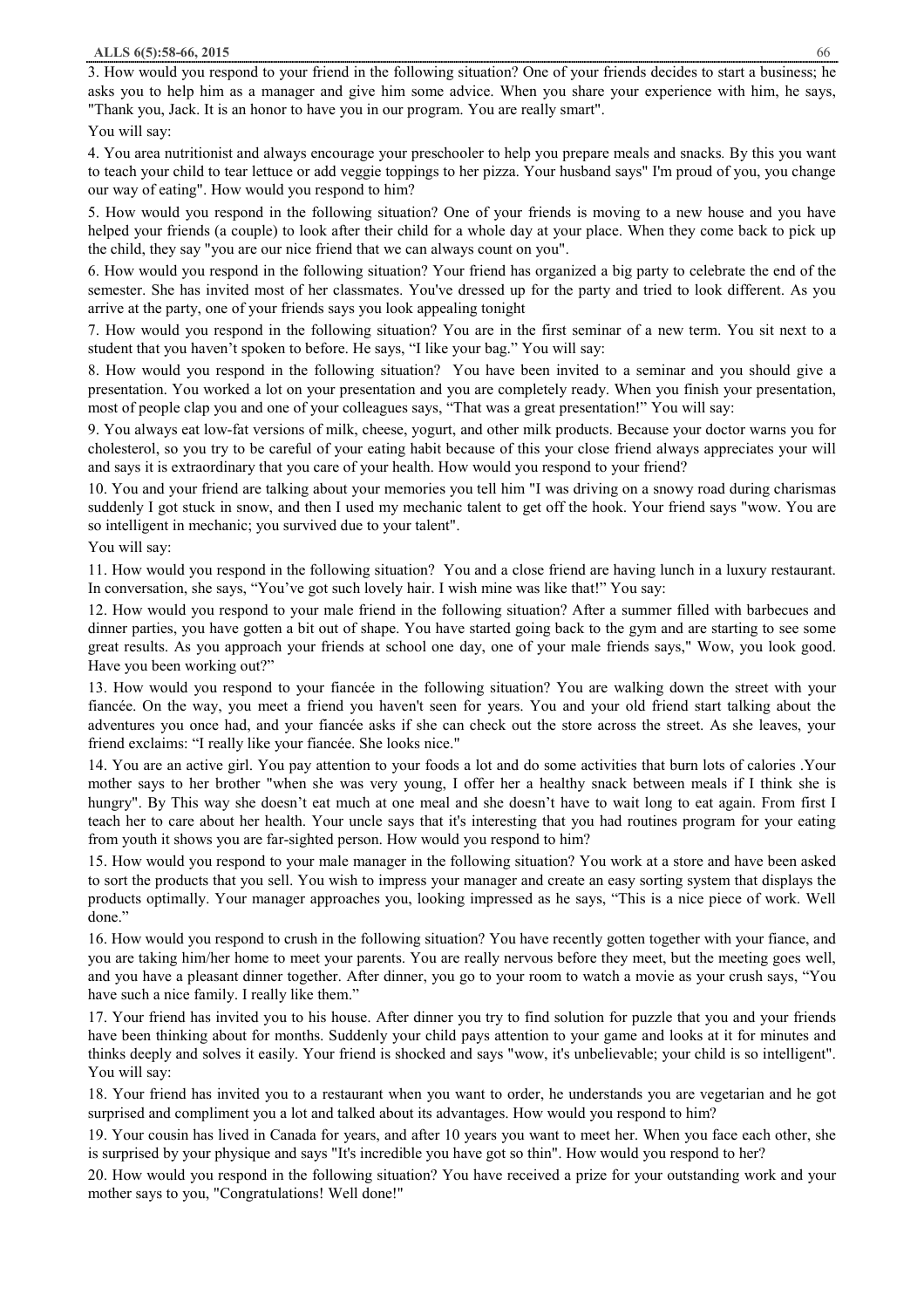3. How would you respond to your friend in the following situation? One of your friends decides to start a business; he asks you to help him as a manager and give him some advice. When you share your experience with him, he says, "Thank you, Jack. It is an honor to have you in our program. You are really smart".

You will say:

4. You area nutritionist and always encourage your preschooler to help you prepare meals and snacks*.* By this you want to teach your child to tear lettuce or add veggie toppings to her pizza. Your husband says" I'm proud of you, you change our way of eating". How would you respond to him?

5. How would you respond in the following situation? One of your friends is moving to a new house and you have helped your friends (a couple) to look after their child for a whole day at your place. When they come back to pick up the child, they say "you are our nice friend that we can always count on you".

6. How would you respond in the following situation? Your friend has organized a big party to celebrate the end of the semester. She has invited most of her classmates. You've dressed up for the party and tried to look different. As you arrive at the party, one of your friends says you look appealing tonight

7. How would you respond in the following situation? You are in the first seminar of a new term. You sit next to a student that you haven't spoken to before. He says, "I like your bag." You will say:

8. How would you respond in the following situation? You have been invited to a seminar and you should give a presentation. You worked a lot on your presentation and you are completely ready. When you finish your presentation, most of people clap you and one of your colleagues says, "That was a great presentation!" You will say:

9. You always eat low-fat versions of milk, cheese, yogurt, and other milk products. Because your doctor warns you for cholesterol, so you try to be careful of your eating habit because of this your close friend always appreciates your will and says it is extraordinary that you care of your health. How would you respond to your friend?

10. You and your friend are talking about your memories you tell him "I was driving on a snowy road during charismas suddenly I got stuck in snow, and then I used my mechanic talent to get off the hook. Your friend says "wow. You are so intelligent in mechanic; you survived due to your talent".

You will say:

11. How would you respond in the following situation? You and a close friend are having lunch in a luxury restaurant. In conversation, she says, "You've got such lovely hair. I wish mine was like that!" You say:

12. How would you respond to your male friend in the following situation? After a summer filled with barbecues and dinner parties, you have gotten a bit out of shape. You have started going back to the gym and are starting to see some great results. As you approach your friends at school one day, one of your male friends says," Wow, you look good. Have you been working out?"

13. How would you respond to your fiancée in the following situation? You are walking down the street with your fiancée. On the way, you meet a friend you haven't seen for years. You and your old friend start talking about the adventures you once had, and your fiancée asks if she can check out the store across the street. As she leaves, your friend exclaims: "I really like your fiancée. She looks nice."

14. You are an active girl. You pay attention to your foods a lot and do some activities that burn lots of calories .Your mother says to her brother "when she was very young, I offer her a healthy snack between meals if I think she is hungry". By This way she doesn't eat much at one meal and she doesn't have to wait long to eat again. From first I teach her to care about her health. Your uncle says that it's interesting that you had routines program for your eating from youth it shows you are far-sighted person. How would you respond to him?

15. How would you respond to your male manager in the following situation? You work at a store and have been asked to sort the products that you sell. You wish to impress your manager and create an easy sorting system that displays the products optimally. Your manager approaches you, looking impressed as he says, "This is a nice piece of work. Well done."

16. How would you respond to crush in the following situation? You have recently gotten together with your fiance, and you are taking him/her home to meet your parents. You are really nervous before they meet, but the meeting goes well, and you have a pleasant dinner together. After dinner, you go to your room to watch a movie as your crush says, "You have such a nice family. I really like them."

17. Your friend has invited you to his house. After dinner you try to find solution for puzzle that you and your friends have been thinking about for months. Suddenly your child pays attention to your game and looks at it for minutes and thinks deeply and solves it easily. Your friend is shocked and says "wow, it's unbelievable; your child is so intelligent". You will say:

18. Your friend has invited you to a restaurant when you want to order, he understands you are vegetarian and he got surprised and compliment you a lot and talked about its advantages. How would you respond to him?

19. Your cousin has lived in Canada for years, and after 10 years you want to meet her. When you face each other, she is surprised by your physique and says "It's incredible you have got so thin". How would you respond to her?

20. How would you respond in the following situation? You have received a prize for your outstanding work and your mother says to you, "Congratulations! Well done!"